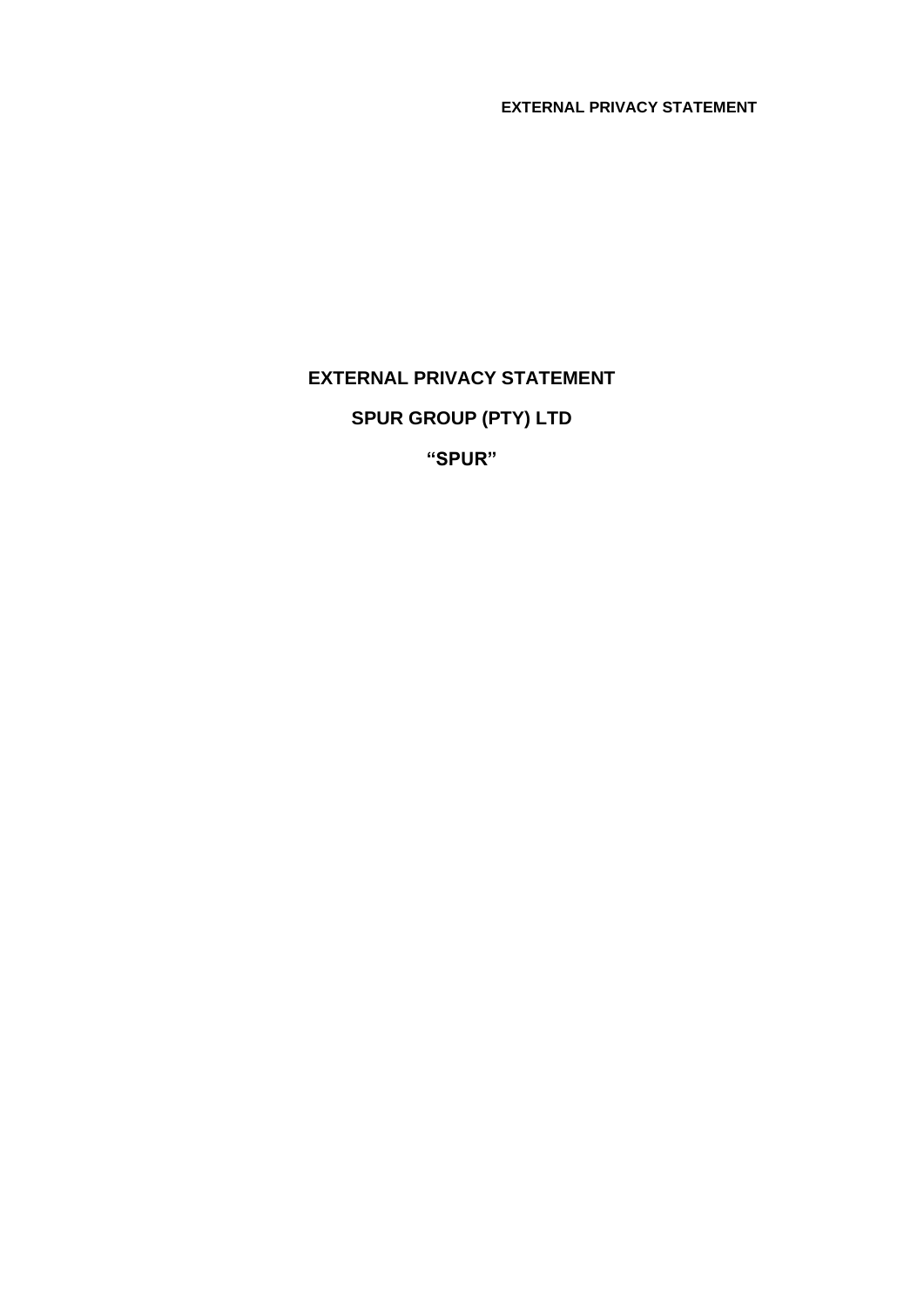# EXTERNAL PRIVACY STATEMENT

## SPUR GROUP (PTY) LTD

## "SPUR"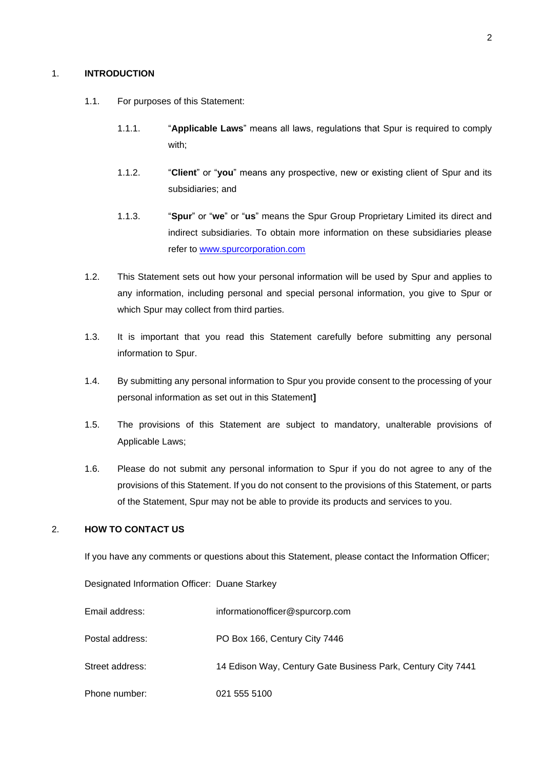## 1. INTRODUCTION

1.1. For purposes of this Statement:

1.1.1. "**Applicable Laws**" means all laws, regulations that Spur is required to comply with;

1.1.2. "**Client**" or "**you**" means any prospective, new or existing client of Spur and its subsidiaries; and

1.1.3. "**Spur**" or "**we**" or "**us**" means the Spur Group Proprietary Limited its direct and indirect subsidiaries. To obtain more information on these subsidiaries please refer to [www.spurcorporation.com](http://www.spurcorporation.com)

1.2. This Statement sets out how your personal information will be used by Spur and applies to any information, including personal and special personal information, you give to Spur or which Spur may collect from third parties.

1.3. It is important that you read this Statement carefully before submitting any personal information to Spur.

1.4. By submitting any personal information to Spur you provide consent to the processing of your personal information as set out in this Statement**]**

1.5. The provisions of this Statement are subject to mandatory, unalterable provisions of Applicable Laws;

1.6. Please do not submit any personal information to Spur if you do not agree to any of the provisions of this Statement. If you do not consent to the provisions of this Statement, or parts of the Statement, Spur may not be able to provide its products and services to you.

## 2. HOW TO CONTACT US

If you have any comments or questions about this Statement, please contact the Information Officer;

Designated Information Officer: Duane Starkey

Email address: informationofficer@spurcorp.com

Postal address: PO Box 166, Century City 7446

Street address: 14 Edison Way, Century Gate Business Park, Century City 7441

Phone number: 021 555 5100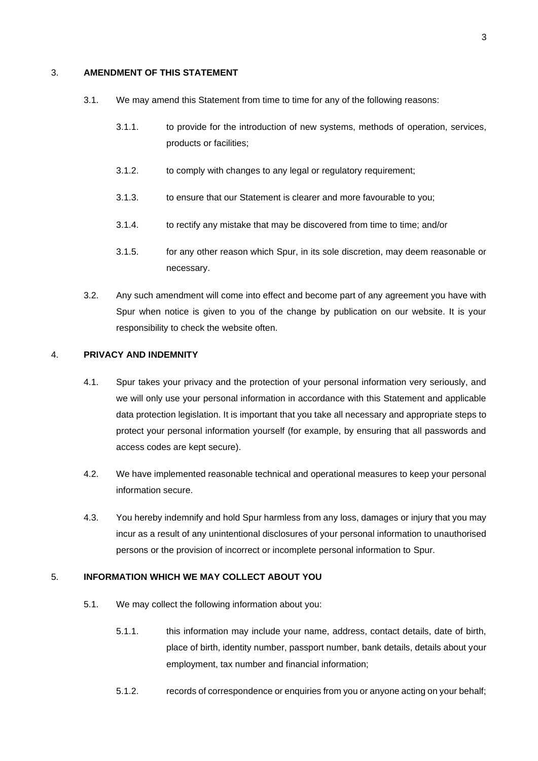## 3. AMENDMENT OF THIS STATEMENT

3.1. We may amend this Statement from time to time for any of the following reasons:

3.1.1. to provide for the introduction of new systems, methods of operation, services, products or facilities;

3.1.2. to comply with changes to any legal or regulatory requirement;

3.1.3. to ensure that our Statement is clearer and more favourable to you;

3.1.4. to rectify any mistake that may be discovered from time to time; and/or

3.1.5. for any other reason which Spur, in its sole discretion, may deem reasonable or necessary.

3.2. Any such amendment will come into effect and become part of any agreement you have with Spur when notice is given to you of the change by publication on our website. It is your responsibility to check the website often.

## 4. PRIVACY AND INDEMNITY

4.1. Spur takes your privacy and the protection of your personal information very seriously, and we will only use your personal information in accordance with this Statement and applicable data protection legislation. It is important that you take all necessary and appropriate steps to protect your personal information yourself (for example, by ensuring that all passwords and access codes are kept secure).

4.2. We have implemented reasonable technical and operational measures to keep your personal information secure.

4.3. You hereby indemnify and hold Spur harmless from any loss, damages or injury that you may incur as a result of any unintentional disclosures of your personal information to unauthorised persons or the provision of incorrect or incomplete personal information to Spur.

## 5. INFORMATION WHICH WE MAY COLLECT ABOUT YOU

5.1. We may collect the following information about you:

5.1.1. this information may include your name, address, contact details, date of birth, place of birth, identity number, passport number, bank details, details about your employment, tax number and financial information;

5.1.2. records of correspondence or enquiries from you or anyone acting on your behalf;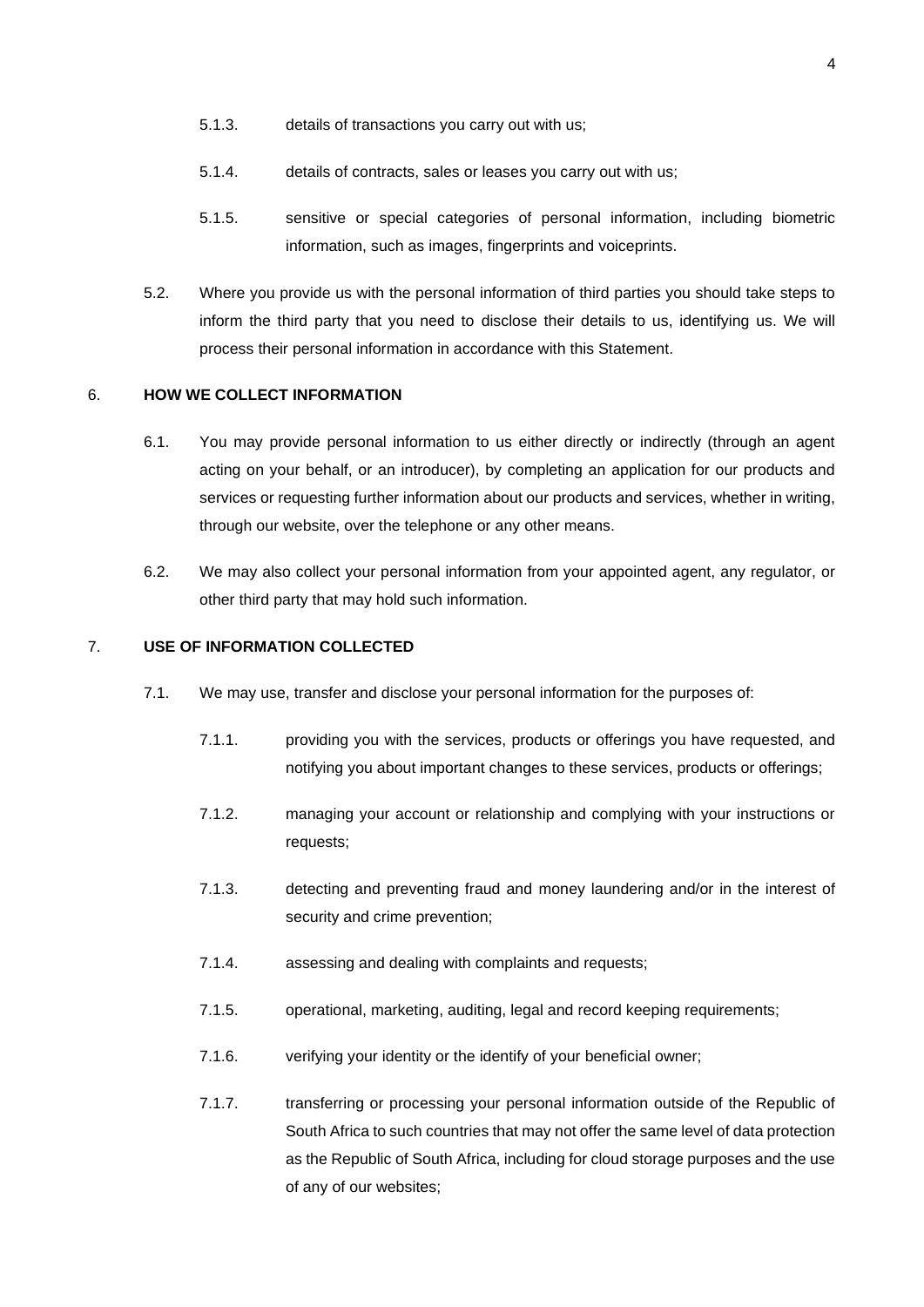5.1.3. details of transactions you carry out with us;

5.1.4. details of contracts, sales or leases you carry out with us;

5.1.5. sensitive or special categories of personal information, including biometric information, such as images, fingerprints and voiceprints.

5.2. Where you provide us with the personal information of third parties you should take steps to inform the third party that you need to disclose their details to us, identifying us. We will process their personal information in accordance with this Statement.

6. **HOW WE COLLECT INFORMATION**

6.1. You may provide personal information to us either directly or indirectly (through an agent acting on your behalf, or an introducer), by completing an application for our products and services or requesting further information about our products and services, whether in writing, through our website, over the telephone or any other means.

6.2. We may also collect your personal information from your appointed agent, any regulator, or other third party that may hold such information.

7. **USE OF INFORMATION COLLECTED**

7.1. We may use, transfer and disclose your personal information for the purposes of:

7.1.1. providing you with the services, products or offerings you have requested, and notifying you about important changes to these services, products or offerings;

7.1.2. managing your account or relationship and complying with your instructions or requests;

7.1.3. detecting and preventing fraud and money laundering and/or in the interest of security and crime prevention;

7.1.4. assessing and dealing with complaints and requests;

7.1.5. operational, marketing, auditing, legal and record keeping requirements;

7.1.6. verifying your identity or the identify of your beneficial owner;

7.1.7. transferring or processing your personal information outside of the Republic of South Africa to such countries that may not offer the same level of data protection as the Republic of South Africa, including for cloud storage purposes and the use of any of our websites;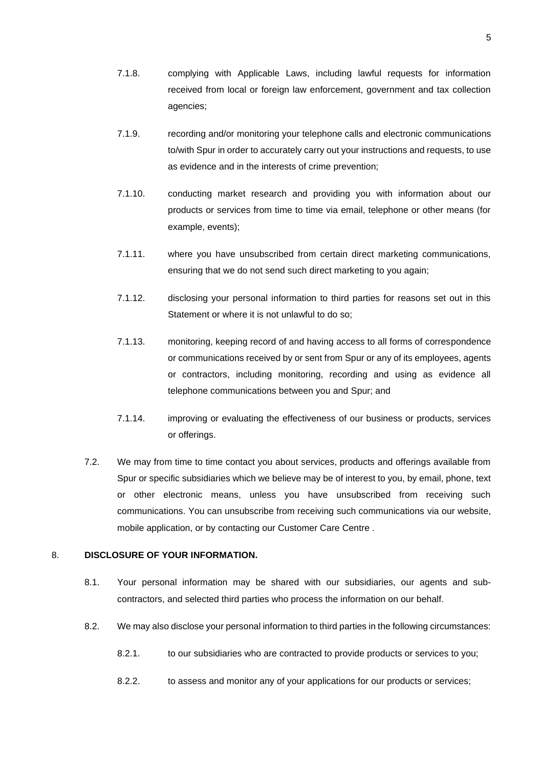7.1.8. complying with Applicable Laws, including lawful requests for information received from local or foreign law enforcement, government and tax collection agencies;

7.1.9. recording and/or monitoring your telephone calls and electronic communications to/with Spur in order to accurately carry out your instructions and requests, to use as evidence and in the interests of crime prevention;

7.1.10. conducting market research and providing you with information about our products or services from time to time via email, telephone or other means (for example, events);

7.1.11. where you have unsubscribed from certain direct marketing communications, ensuring that we do not send such direct marketing to you again;

7.1.12. disclosing your personal information to third parties for reasons set out in this Statement or where it is not unlawful to do so;

7.1.13. monitoring, keeping record of and having access to all forms of correspondence or communications received by or sent from Spur or any of its employees, agents or contractors, including monitoring, recording and using as evidence all telephone communications between you and Spur; and

7.1.14. improving or evaluating the effectiveness of our business or products, services or offerings.

7.2. We may from time to time contact you about services, products and offerings available from Spur or specific subsidiaries which we believe may be of interest to you, by email, phone, text or other electronic means, unless you have unsubscribed from receiving such communications. You can unsubscribe from receiving such communications via our website, mobile application, or by contacting our Customer Care Centre .

8. **DISCLOSURE OF YOUR INFORMATION.**

8.1. Your personal information may be shared with our subsidiaries, our agents and sub-contractors, and selected third parties who process the information on our behalf.

8.2. We may also disclose your personal information to third parties in the following circumstances:

8.2.1. to our subsidiaries who are contracted to provide products or services to you;

8.2.2. to assess and monitor any of your applications for our products or services;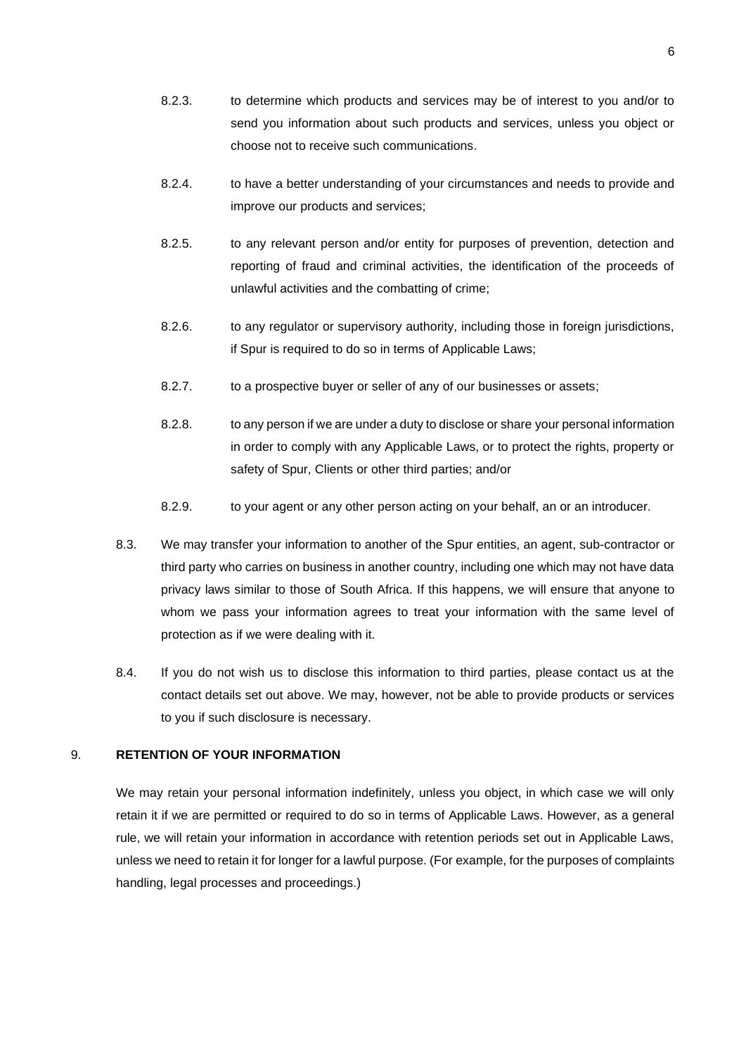8.2.3. to determine which products and services may be of interest to you and/or to send you information about such products and services, unless you object or choose not to receive such communications.

8.2.4. to have a better understanding of your circumstances and needs to provide and improve our products and services;

8.2.5. to any relevant person and/or entity for purposes of prevention, detection and reporting of fraud and criminal activities, the identification of the proceeds of unlawful activities and the combatting of crime;

8.2.6. to any regulator or supervisory authority, including those in foreign jurisdictions, if Spur is required to do so in terms of Applicable Laws;

8.2.7. to a prospective buyer or seller of any of our businesses or assets;

8.2.8. to any person if we are under a duty to disclose or share your personal information in order to comply with any Applicable Laws, or to protect the rights, property or safety of Spur, Clients or other third parties; and/or

8.2.9. to your agent or any other person acting on your behalf, an or an introducer.

8.3. We may transfer your information to another of the Spur entities, an agent, sub-contractor or third party who carries on business in another country, including one which may not have data privacy laws similar to those of South Africa. If this happens, we will ensure that anyone to whom we pass your information agrees to treat your information with the same level of protection as if we were dealing with it.

8.4. If you do not wish us to disclose this information to third parties, please contact us at the contact details set out above. We may, however, not be able to provide products or services to you if such disclosure is necessary.

## 9. RETENTION OF YOUR INFORMATION

We may retain your personal information indefinitely, unless you object, in which case we will only retain it if we are permitted or required to do so in terms of Applicable Laws. However, as a general rule, we will retain your information in accordance with retention periods set out in Applicable Laws, unless we need to retain it for longer for a lawful purpose. (For example, for the purposes of complaints handling, legal processes and proceedings.)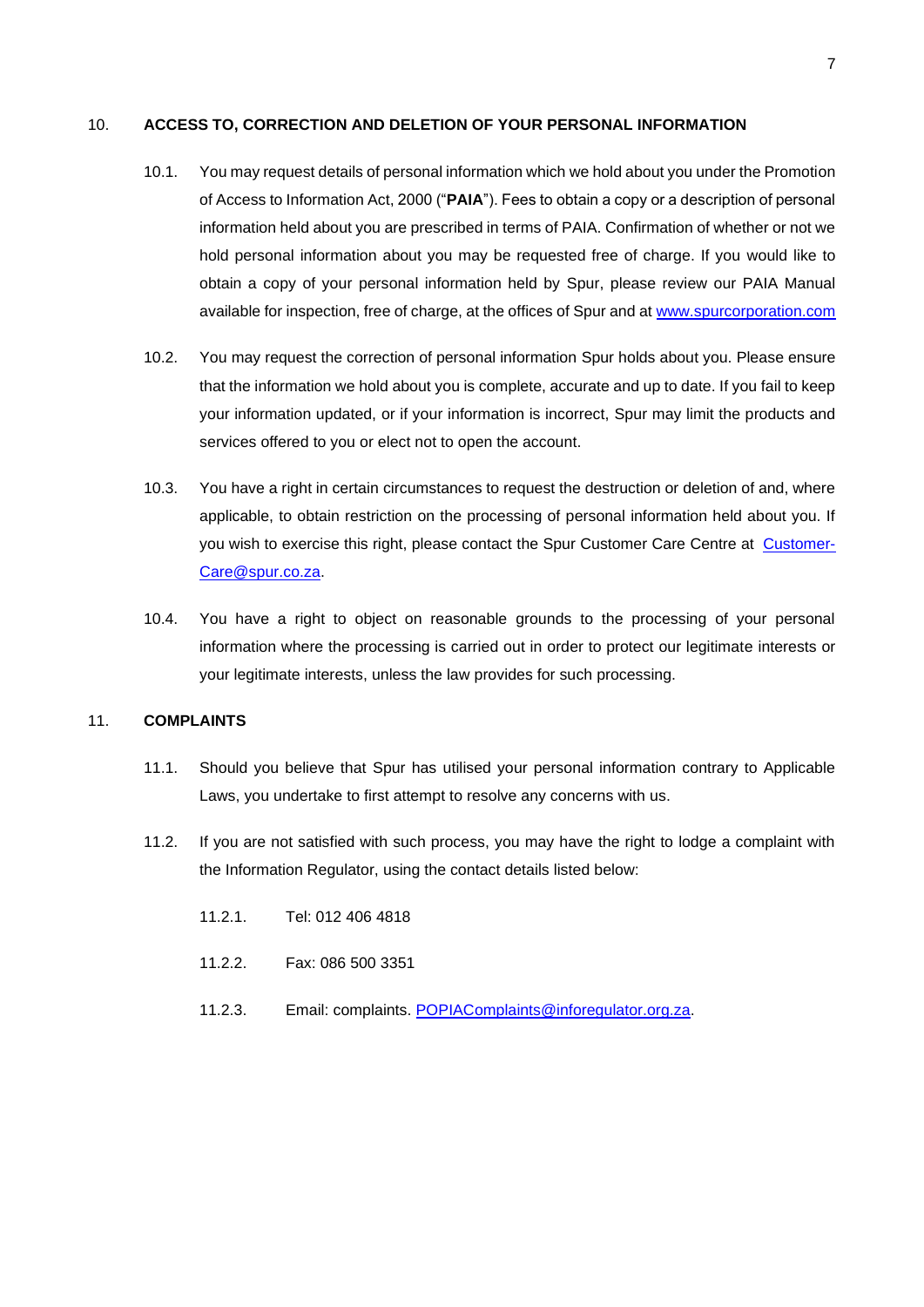## 10. ACCESS TO, CORRECTION AND DELETION OF YOUR PERSONAL INFORMATION

10.1. You may request details of personal information which we hold about you under the Promotion of Access to Information Act, 2000 ("**PAIA**"). Fees to obtain a copy or a description of personal information held about you are prescribed in terms of PAIA. Confirmation of whether or not we hold personal information about you may be requested free of charge. If you would like to obtain a copy of your personal information held by Spur, please review our PAIA Manual available for inspection, free of charge, at the offices of Spur and at www.spurcorporation.com

10.2. You may request the correction of personal information Spur holds about you. Please ensure that the information we hold about you is complete, accurate and up to date. If you fail to keep your information updated, or if your information is incorrect, Spur may limit the products and services offered to you or elect not to open the account.

10.3. You have a right in certain circumstances to request the destruction or deletion of and, where applicable, to obtain restriction on the processing of personal information held about you. If you wish to exercise this right, please contact the Spur Customer Care Centre at Customer-Care@spur.co.za.

10.4. You have a right to object on reasonable grounds to the processing of your personal information where the processing is carried out in order to protect our legitimate interests or your legitimate interests, unless the law provides for such processing.

## 11. COMPLAINTS

11.1. Should you believe that Spur has utilised your personal information contrary to Applicable Laws, you undertake to first attempt to resolve any concerns with us.

11.2. If you are not satisfied with such process, you may have the right to lodge a complaint with the Information Regulator, using the contact details listed below:

11.2.1. Tel: 012 406 4818

11.2.2. Fax: 086 500 3351

11.2.3. Email: complaints. POPIAComplaints@inforegulator.org.za.